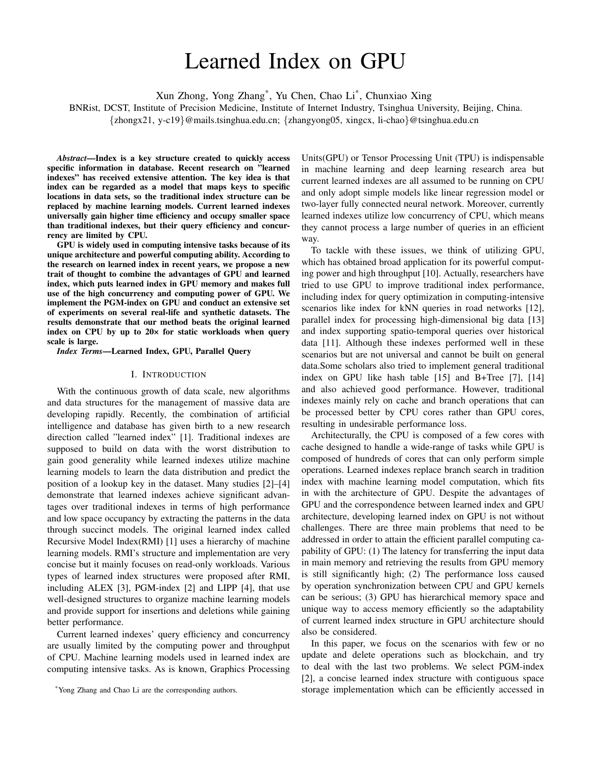# Learned Index on GPU

Xun Zhong, Yong Zhang[*], Yu Chen, Chao Li[*], Chunxiao Xing

BNRist, DCST, Institute of Precision Medicine, Institute of Internet Industry, Tsinghua University, Beijing, China.
{zhongx21, y-c19}@mails.tsinghua.edu.cn; {zhangyong05, xingcx, li-chao}@tsinghua.edu.cn

***Abstract*—Index is a key structure created to quickly access specific information in database. Recent research on "learned indexes" has received extensive attention. The key idea is that index can be regarded as a model that maps keys to specific locations in data sets, so the traditional index structure can be replaced by machine learning models. Current learned indexes universally gain higher time efficiency and occupy smaller space than traditional indexes, but their query efficiency and concurrency are limited by CPU.**

**GPU is widely used in computing intensive tasks because of its unique architecture and powerful computing ability. According to the research on learned index in recent years, we propose a new trait of thought to combine the advantages of GPU and learned index, which puts learned index in GPU memory and makes full use of the high concurrency and computing power of GPU. We implement the PGM-index on GPU and conduct an extensive set of experiments on several real-life and synthetic datasets. The results demonstrate that our method beats the original learned index on CPU by up to 20× for static workloads when query scale is large.**

***Index Terms*—Learned Index, GPU, Parallel Query**

## I. Introduction

With the continuous growth of data scale, new algorithms and data structures for the management of massive data are developing rapidly. Recently, the combination of artificial intelligence and database has given birth to a new research direction called "learned index" [1]. Traditional indexes are supposed to build on data with the worst distribution to gain good generality while learned indexes utilize machine learning models to learn the data distribution and predict the position of a lookup key in the dataset. Many studies [2]–[4] demonstrate that learned indexes achieve significant advantages over traditional indexes in terms of high performance and low space occupancy by extracting the patterns in the data through succinct models. The original learned index called Recursive Model Index(RMI) [1] uses a hierarchy of machine learning models. RMI's structure and implementation are very concise but it mainly focuses on read-only workloads. Various types of learned index structures were proposed after RMI, including ALEX [3], PGM-index [2] and LIPP [4], that use well-designed structures to organize machine learning models and provide support for insertions and deletions while gaining better performance.

Current learned indexes' query efficiency and concurrency are usually limited by the computing power and throughput of CPU. Machine learning models used in learned index are computing intensive tasks. As is known, Graphics Processing Units(GPU) or Tensor Processing Unit (TPU) is indispensable in machine learning and deep learning research area but current learned indexes are all assumed to be running on CPU and only adopt simple models like linear regression model or two-layer fully connected neural network. Moreover, currently learned indexes utilize low concurrency of CPU, which means they cannot process a large number of queries in an efficient way.

To tackle with these issues, we think of utilizing GPU, which has obtained broad application for its powerful computing power and high throughput [10]. Actually, researchers have tried to use GPU to improve traditional index performance, including index for query optimization in computing-intensive scenarios like index for kNN queries in road networks [12], parallel index for processing high-dimensional big data [13] and index supporting spatio-temporal queries over historical data [11]. Although these indexes performed well in these scenarios but are not universal and cannot be built on general data.Some scholars also tried to implement general traditional index on GPU like hash table [15] and B+Tree [7], [14] and also achieved good performance. However, traditional indexes mainly rely on cache and branch operations that can be processed better by CPU cores rather than GPU cores, resulting in undesirable performance loss.

Architecturally, the CPU is composed of a few cores with cache designed to handle a wide-range of tasks while GPU is composed of hundreds of cores that can only perform simple operations. Learned indexes replace branch search in tradition index with machine learning model computation, which fits in with the architecture of GPU. Despite the advantages of GPU and the correspondence between learned index and GPU architecture, developing learned index on GPU is not without challenges. There are three main problems that need to be addressed in order to attain the efficient parallel computing capability of GPU: (1) The latency for transferring the input data in main memory and retrieving the results from GPU memory is still significantly high; (2) The performance loss caused by operation synchronization between CPU and GPU kernels can be serious; (3) GPU has hierarchical memory space and unique way to access memory efficiently so the adaptability of current learned index structure in GPU architecture should also be considered.

In this paper, we focus on the scenarios with few or no update and delete operations such as blockchain, and try to deal with the last two problems. We select PGM-index [2], a concise learned index structure with contiguous space storage implementation which can be efficiently accessed in

[*]Yong Zhang and Chao Li are the corresponding authors.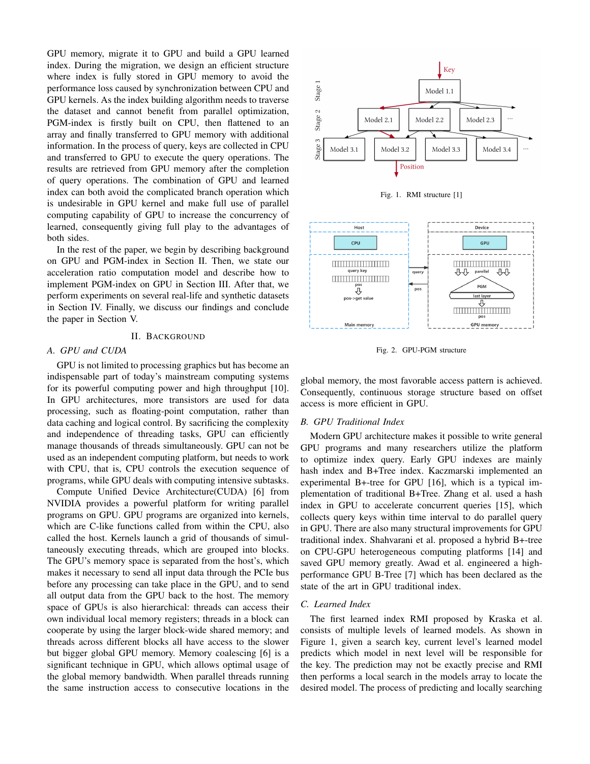GPU memory, migrate it to GPU and build a GPU learned index. During the migration, we design an efficient structure where index is fully stored in GPU memory to avoid the performance loss caused by synchronization between CPU and GPU kernels. As the index building algorithm needs to traverse the dataset and cannot benefit from parallel optimization, PGM-index is firstly built on CPU, then flattened to an array and finally transferred to GPU memory with additional information. In the process of query, keys are collected in CPU and transferred to GPU to execute the query operations. The results are retrieved from GPU memory after the completion of query operations. The combination of GPU and learned index can both avoid the complicated branch operation which is undesirable in GPU kernel and make full use of parallel computing capability of GPU to increase the concurrency of learned, consequently giving full play to the advantages of both sides.

In the rest of the paper, we begin by describing background on GPU and PGM-index in Section II. Then, we state our acceleration ratio computation model and describe how to implement PGM-index on GPU in Section III. After that, we perform experiments on several real-life and synthetic datasets in Section IV. Finally, we discuss our findings and conclude the paper in Section V.

## II. Background

### A. GPU and CUDA

GPU is not limited to processing graphics but has become an indispensable part of today's mainstream computing systems for its powerful computing power and high throughput [10]. In GPU architectures, more transistors are used for data processing, such as floating-point computation, rather than data caching and logical control. By sacrificing the complexity and independence of threading tasks, GPU can efficiently manage thousands of threads simultaneously. GPU can not be used as an independent computing platform, but needs to work with CPU, that is, CPU controls the execution sequence of programs, while GPU deals with computing intensive subtasks.

Compute Unified Device Architecture(CUDA) [6] from NVIDIA provides a powerful platform for writing parallel programs on GPU. GPU programs are organized into kernels, which are C-like functions called from within the CPU, also called the host. Kernels launch a grid of thousands of simultaneously executing threads, which are grouped into blocks. The GPU's memory space is separated from the host's, which makes it necessary to send all input data through the PCIe bus before any processing can take place in the GPU, and to send all output data from the GPU back to the host. The memory space of GPUs is also hierarchical: threads can access their own individual local memory registers; threads in a block can cooperate by using the larger block-wide shared memory; and threads across different blocks all have access to the slower but bigger global GPU memory. Memory coalescing [6] is a significant technique in GPU, which allows optimal usage of the global memory bandwidth. When parallel threads running the same instruction access to consecutive locations in the global memory, the most favorable access pattern is achieved. Consequently, continuous storage structure based on offset access is more efficient in GPU.

Fig. 1. RMI structure [1]

Fig. 2. GPU-PGM structure

### B. GPU Traditional Index

Modern GPU architecture makes it possible to write general GPU programs and many researchers utilize the platform to optimize index query. Early GPU indexes are mainly hash index and B+Tree index. Kaczmarski implemented an experimental B+-tree for GPU [16], which is a typical implementation of traditional B+Tree. Zhang et al. used a hash index in GPU to accelerate concurrent queries [15], which collects query keys within time interval to do parallel query in GPU. There are also many structural improvements for GPU traditional index. Shahvarani et al. proposed a hybrid B+-tree on CPU-GPU heterogeneous computing platforms [14] and saved GPU memory greatly. Awad et al. engineered a high-performance GPU B-Tree [7] which has been declared as the state of the art in GPU traditional index.

### C. Learned Index

The first learned index RMI proposed by Kraska et al. consists of multiple levels of learned models. As shown in Figure 1, given a search key, current level's learned model predicts which model in next level will be responsible for the key. The prediction may not be exactly precise and RMI then performs a local search in the models array to locate the desired model. The process of predicting and locally searching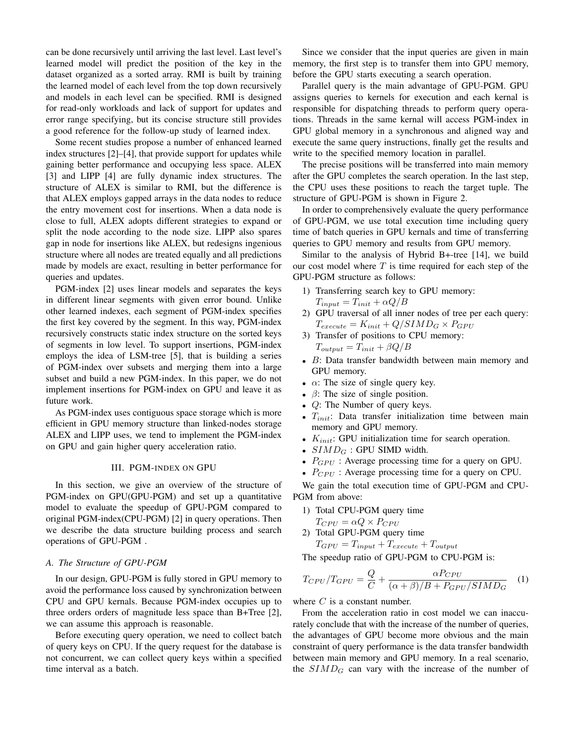can be done recursively until arriving the last level. Last level's learned model will predict the position of the key in the dataset organized as a sorted array. RMI is built by training the learned model of each level from the top down recursively and models in each level can be specified. RMI is designed for read-only workloads and lack of support for updates and error range specifying, but its concise structure still provides a good reference for the follow-up study of learned index.

Some recent studies propose a number of enhanced learned index structures [2]–[4], that provide support for updates while gaining better performance and occupying less space. ALEX [3] and LIPP [4] are fully dynamic index structures. The structure of ALEX is similar to RMI, but the difference is that ALEX employs gapped arrays in the data nodes to reduce the entry movement cost for insertions. When a data node is close to full, ALEX adopts different strategies to expand or split the node according to the node size. LIPP also spares gap in node for insertions like ALEX, but redesigns ingenious structure where all nodes are treated equally and all predictions made by models are exact, resulting in better performance for queries and updates.

PGM-index [2] uses linear models and separates the keys in different linear segments with given error bound. Unlike other learned indexes, each segment of PGM-index specifies the first key covered by the segment. In this way, PGM-index recursively constructs static index structure on the sorted keys of segments in low level. To support insertions, PGM-index employs the idea of LSM-tree [5], that is building a series of PGM-index over subsets and merging them into a large subset and build a new PGM-index. In this paper, we do not implement insertions for PGM-index on GPU and leave it as future work.

As PGM-index uses contiguous space storage which is more efficient in GPU memory structure than linked-nodes storage ALEX and LIPP uses, we tend to implement the PGM-index on GPU and gain higher query acceleration ratio.

## III. PGM-INDEX ON GPU

In this section, we give an overview of the structure of PGM-index on GPU(GPU-PGM) and set up a quantitative model to evaluate the speedup of GPU-PGM compared to original PGM-index(CPU-PGM) [2] in query operations. Then we describe the data structure building process and search operations of GPU-PGM .

### A. The Structure of GPU-PGM

In our design, GPU-PGM is fully stored in GPU memory to avoid the performance loss caused by synchronization between CPU and GPU kernals. Because PGM-index occupies up to three orders orders of magnitude less space than B+Tree [2], we can assume this approach is reasonable.

Before executing query operation, we need to collect batch of query keys on CPU. If the query request for the database is not concurrent, we can collect query keys within a specified time interval as a batch.

Since we consider that the input queries are given in main memory, the first step is to transfer them into GPU memory, before the GPU starts executing a search operation.

Parallel query is the main advantage of GPU-PGM. GPU assigns queries to kernels for execution and each kernal is responsible for dispatching threads to perform query operations. Threads in the same kernal will access PGM-index in GPU global memory in a synchronous and aligned way and execute the same query instructions, finally get the results and write to the specified memory location in parallel.

The precise positions will be transferred into main memory after the GPU completes the search operation. In the last step, the CPU uses these positions to reach the target tuple. The structure of GPU-PGM is shown in Figure 2.

In order to comprehensively evaluate the query performance of GPU-PGM, we use total execution time including query time of batch queries in GPU kernals and time of transferring queries to GPU memory and results from GPU memory.

Similar to the analysis of Hybrid B+-tree [14], we build our cost model where $T$ is time required for each step of the GPU-PGM structure as follows:

1) Transferring search key to GPU memory:
   $T_{input} = T_{init} + \alpha Q/B$
2) GPU traversal of all inner nodes of tree per each query:
   $T_{execute} = K_{init} + Q/SIMD_G \times P_{GPU}$
3) Transfer of positions to CPU memory:
   $T_{output} = T_{init} + \beta Q/B$

- $B$: Data transfer bandwidth between main memory and GPU memory.
- $\alpha$: The size of single query key.
- $\beta$: The size of single position.
- $Q$: The Number of query keys.
- $T_{init}$: Data transfer initialization time between main memory and GPU memory.
- $K_{init}$: GPU initialization time for search operation.
- $SIMD_G$ : GPU SIMD width.
- $P_{GPU}$ : Average processing time for a query on GPU.
- $P_{CPU}$ : Average processing time for a query on CPU.

We gain the total execution time of GPU-PGM and CPU-PGM from above:

1) Total CPU-PGM query time
   $T_{CPU} = \alpha Q \times P_{CPU}$
2) Total GPU-PGM query time
   $T_{GPU} = T_{input} + T_{execute} + T_{output}$

The speedup ratio of GPU-PGM to CPU-PGM is:

$$T_{CPU}/T_{GPU} = \frac{Q}{C} + \frac{\alpha P_{CPU}}{(\alpha + \beta)/B + P_{GPU}/SIMD_G} \quad (1)$$

where $C$ is a constant number.

From the acceleration ratio in cost model we can inaccurately conclude that with the increase of the number of queries, the advantages of GPU become more obvious and the main constraint of query performance is the data transfer bandwidth between main memory and GPU memory. In a real scenario, the $SIMD_G$ can vary with the increase of the number of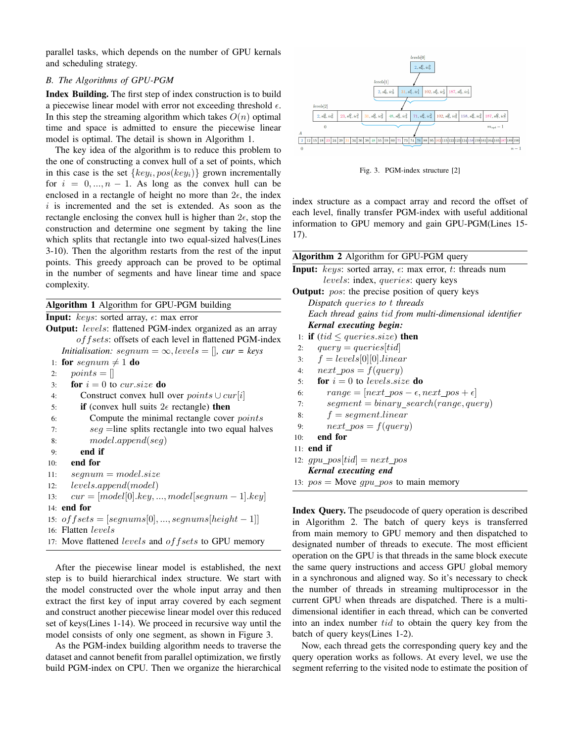parallel tasks, which depends on the number of GPU kernals and scheduling strategy.

### B. The Algorithms of GPU-PGM

**Index Building.** The first step of index construction is to build a piecewise linear model with error not exceeding threshold $\epsilon$. In this step the streaming algorithm which takes $O(n)$ optimal time and space is admitted to ensure the piecewise linear model is optimal. The detail is shown in Algorithm 1.

The key idea of the algorithm is to reduce this problem to the one of constructing a convex hull of a set of points, which in this case is the set $\{key_i, pos(key_i)\}$ grown incrementally for $i = 0, ..., n-1$. As long as the convex hull can be enclosed in a rectangle of height no more than $2\epsilon$, the index $i$ is incremented and the set is extended. As soon as the rectangle enclosing the convex hull is higher than $2\epsilon$, stop the construction and determine one segment by taking the line which splits that rectangle into two equal-sized halves(Lines 3-10). Then the algorithm restarts from the rest of the input points. This greedy approach can be proved to be optimal in the number of segments and have linear time and space complexity.

**Algorithm 1** Algorithm for GPU-PGM building

**Input:** $keys$: sorted array, $\epsilon$: max error
**Output:** $levels$: flattened PGM-index organized as an array
$offsets$: offsets of each level in flattened PGM-index
*Initialisation:* $segnum = \infty, levels = []$, *cur = keys*

```
1:  for segnum ≠ 1 do
2:      points = []
3:      for i = 0 to cur.size do
4:          Construct convex hull over points ∪ cur[i]
5:          if (convex hull suits 2ε rectangle) then
6:              Compute the minimal rectangle cover points
7:              seg = line splits rectangle into two equal halves
8:              model.append(seg)
9:          end if
10:     end for
11:     segnum = model.size
12:     levels.append(model)
13:     cur = [model[0].key, ..., model[segnum − 1].key]
14: end for
15: offsets = [segnums[0], ..., segnums[height − 1]]
16: Flatten levels
17: Move flattened levels and offsets to GPU memory
```

After the piecewise linear model is established, the next step is to build hierarchical index structure. We start with the model constructed over the whole input array and then extract the first key of input array covered by each segment and construct another piecewise linear model over this reduced set of keys(Lines 1-14). We proceed in recursive way until the model consists of only one segment, as shown in Figure 3.

As the PGM-index building algorithm needs to traverse the dataset and cannot benefit from parallel optimization, we firstly build PGM-index on CPU. Then we organize the hierarchical index structure as a compact array and record the offset of each level, finally transfer PGM-index with useful additional information to GPU memory and gain GPU-PGM(Lines 15-17).

Fig. 3. PGM-index structure [2]

**Algorithm 2** Algorithm for GPU-PGM query

**Input:** $keys$: sorted array, $\epsilon$: max error, $t$: threads num
$levels$: index, $queries$: query keys
**Output:** $pos$: the precise position of query keys
*Dispatch queries to t threads*
*Each thread gains tid from multi-dimensional identifier*
***Kernal executing begin:***

```
1:  if (tid ≤ queries.size) then
2:      query = queries[tid]
3:      f = levels[0][0].linear
4:      next_pos = f(query)
5:      for i = 0 to levels.size do
6:          range = [next_pos − ε, next_pos + ε]
7:          segment = binary_search(range, query)
8:          f = segment.linear
9:          next_pos = f(query)
10:     end for
11: end if
12: gpu_pos[tid] = next_pos
    Kernal executing end
13: pos = Move gpu_pos to main memory
```

**Index Query.** The pseudocode of query operation is described in Algorithm 2. The batch of query keys is transferred from main memory to GPU memory and then dispatched to designated number of threads to execute. The most efficient operation on the GPU is that threads in the same block execute the same query instructions and access GPU global memory in a synchronous and aligned way. So it's necessary to check the number of threads in streaming multiprocessor in the current GPU when threads are dispatched. There is a multi-dimensional identifier in each thread, which can be converted into an index number $tid$ to obtain the query key from the batch of query keys(Lines 1-2).

Now, each thread gets the corresponding query key and the query operation works as follows. At every level, we use the segment referring to the visited node to estimate the position of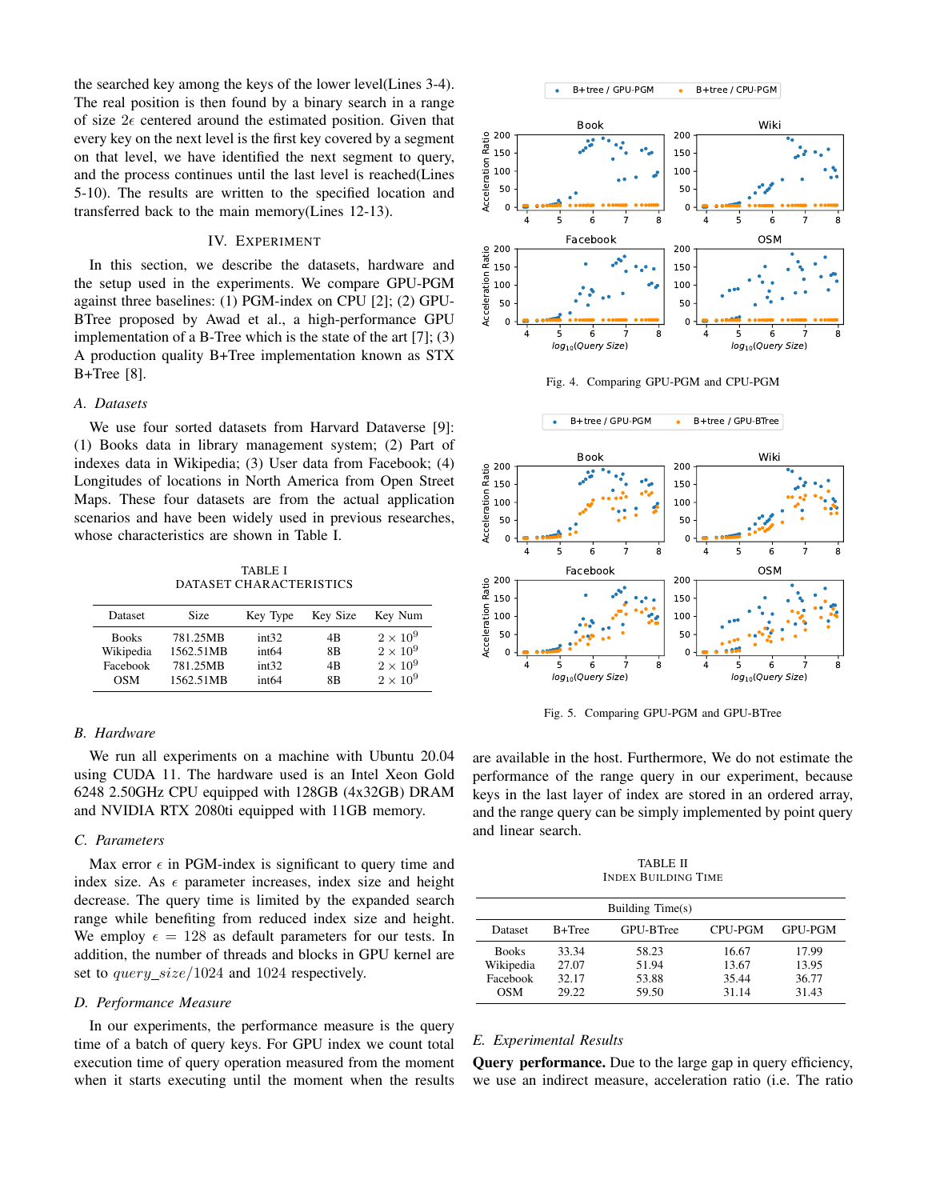the searched key among the keys of the lower level(Lines 3-4). The real position is then found by a binary search in a range of size $2\epsilon$ centered around the estimated position. Given that every key on the next level is the first key covered by a segment on that level, we have identified the next segment to query, and the process continues until the last level is reached(Lines 5-10). The results are written to the specified location and transferred back to the main memory(Lines 12-13).

## IV. Experiment

In this section, we describe the datasets, hardware and the setup used in the experiments. We compare GPU-PGM against three baselines: (1) PGM-index on CPU [2]; (2) GPU-BTree proposed by Awad et al., a high-performance GPU implementation of a B-Tree which is the state of the art [7]; (3) A production quality B+Tree implementation known as STX B+Tree [8].

### A. Datasets

We use four sorted datasets from Harvard Dataverse [9]: (1) Books data in library management system; (2) Part of indexes data in Wikipedia; (3) User data from Facebook; (4) Longitudes of locations in North America from Open Street Maps. These four datasets are from the actual application scenarios and have been widely used in previous researches, whose characteristics are shown in Table I.

TABLE I
DATASET CHARACTERISTICS

| Dataset | Size | Key Type | Key Size | Key Num |
|---|---|---|---|---|
| Books | 781.25MB | int32 | 4B | $2 \times 10^9$ |
| Wikipedia | 1562.51MB | int64 | 8B | $2 \times 10^9$ |
| Facebook | 781.25MB | int32 | 4B | $2 \times 10^9$ |
| OSM | 1562.51MB | int64 | 8B | $2 \times 10^9$ |

### B. Hardware

We run all experiments on a machine with Ubuntu 20.04 using CUDA 11. The hardware used is an Intel Xeon Gold 6248 2.50GHz CPU equipped with 128GB (4x32GB) DRAM and NVIDIA RTX 2080ti equipped with 11GB memory.

### C. Parameters

Max error $\epsilon$ in PGM-index is significant to query time and index size. As $\epsilon$ parameter increases, index size and height decrease. The query time is limited by the expanded search range while benefiting from reduced index size and height. We employ $\epsilon = 128$ as default parameters for our tests. In addition, the number of threads and blocks in GPU kernel are set to $query\_size/1024$ and 1024 respectively.

### D. Performance Measure

In our experiments, the performance measure is the query time of a batch of query keys. For GPU index we count total execution time of query operation measured from the moment when it starts executing until the moment when the results are available in the host. Furthermore, We do not estimate the performance of the range query in our experiment, because keys in the last layer of index are stored in an ordered array, and the range query can be simply implemented by point query and linear search.

Fig. 4. Comparing GPU-PGM and CPU-PGM

Fig. 5. Comparing GPU-PGM and GPU-BTree

TABLE II
INDEX BUILDING TIME

| | Building Time(s) | | | |
|---|---|---|---|---|
| Dataset | B+Tree | GPU-BTree | CPU-PGM | GPU-PGM |
| Books | 33.34 | 58.23 | 16.67 | 17.99 |
| Wikipedia | 27.07 | 51.94 | 13.67 | 13.95 |
| Facebook | 32.17 | 53.88 | 35.44 | 36.77 |
| OSM | 29.22 | 59.50 | 31.14 | 31.43 |

### E. Experimental Results

**Query performance.** Due to the large gap in query efficiency, we use an indirect measure, acceleration ratio (i.e. The ratio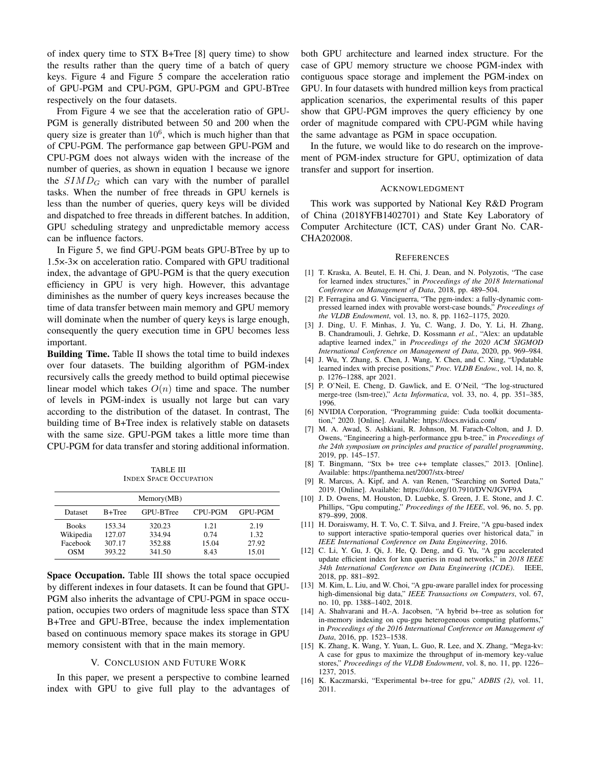of index query time to STX B+Tree [8] query time) to show the results rather than the query time of a batch of query keys. Figure 4 and Figure 5 compare the acceleration ratio of GPU-PGM and CPU-PGM, GPU-PGM and GPU-BTree respectively on the four datasets.

From Figure 4 we see that the acceleration ratio of GPU-PGM is generally distributed between 50 and 200 when the query size is greater than $10^6$, which is much higher than that of CPU-PGM. The performance gap between GPU-PGM and CPU-PGM does not always widen with the increase of the number of queries, as shown in equation 1 because we ignore the $SIMD_G$ which can vary with the number of parallel tasks. When the number of free threads in GPU kernels is less than the number of queries, query keys will be divided and dispatched to free threads in different batches. In addition, GPU scheduling strategy and unpredictable memory access can be influence factors.

In Figure 5, we find GPU-PGM beats GPU-BTree by up to 1.5×-3× on acceleration ratio. Compared with GPU traditional index, the advantage of GPU-PGM is that the query execution efficiency in GPU is very high. However, this advantage diminishes as the number of query keys increases because the time of data transfer between main memory and GPU memory will dominate when the number of query keys is large enough, consequently the query execution time in GPU becomes less important.

**Building Time.** Table II shows the total time to build indexes over four datasets. The building algorithm of PGM-index recursively calls the greedy method to build optimal piecewise linear model which takes $O(n)$ time and space. The number of levels in PGM-index is usually not large but can vary according to the distribution of the dataset. In contrast, The building time of B+Tree index is relatively stable on datasets with the same size. GPU-PGM takes a little more time than CPU-PGM for data transfer and storing additional information.

TABLE III
INDEX SPACE OCCUPATION

| Memory(MB) | | | | |
|---|---|---|---|---|
| Dataset | B+Tree | GPU-BTree | CPU-PGM | GPU-PGM |
| Books | 153.34 | 320.23 | 1.21 | 2.19 |
| Wikipedia | 127.07 | 334.94 | 0.74 | 1.32 |
| Facebook | 307.17 | 352.88 | 15.04 | 27.92 |
| OSM | 393.22 | 341.50 | 8.43 | 15.01 |

**Space Occupation.** Table III shows the total space occupied by different indexes in four datasets. It can be found that GPU-PGM also inherits the advantage of CPU-PGM in space occupation, occupies two orders of magnitude less space than STX B+Tree and GPU-BTree, because the index implementation based on continuous memory space makes its storage in GPU memory consistent with that in the main memory.

## V. Conclusion and Future Work

In this paper, we present a perspective to combine learned index with GPU to give full play to the advantages of both GPU architecture and learned index structure. For the case of GPU memory structure we choose PGM-index with contiguous space storage and implement the PGM-index on GPU. In four datasets with hundred million keys from practical application scenarios, the experimental results of this paper show that GPU-PGM improves the query efficiency by one order of magnitude compared with CPU-PGM while having the same advantage as PGM in space occupation.

In the future, we would like to do research on the improvement of PGM-index structure for GPU, optimization of data transfer and support for insertion.

## Acknowledgment

This work was supported by National Key R&D Program of China (2018YFB1402701) and State Key Laboratory of Computer Architecture (ICT, CAS) under Grant No. CAR-CHA202008.

## References

[1] T. Kraska, A. Beutel, E. H. Chi, J. Dean, and N. Polyzotis, "The case for learned index structures," in *Proceedings of the 2018 International Conference on Management of Data*, 2018, pp. 489–504.

[2] P. Ferragina and G. Vinciguerra, "The pgm-index: a fully-dynamic compressed learned index with provable worst-case bounds," *Proceedings of the VLDB Endowment*, vol. 13, no. 8, pp. 1162–1175, 2020.

[3] J. Ding, U. F. Minhas, J. Yu, C. Wang, J. Do, Y. Li, H. Zhang, B. Chandramouli, J. Gehrke, D. Kossmann *et al.*, "Alex: an updatable adaptive learned index," in *Proceedings of the 2020 ACM SIGMOD International Conference on Management of Data*, 2020, pp. 969–984.

[4] J. Wu, Y. Zhang, S. Chen, J. Wang, Y. Chen, and C. Xing, "Updatable learned index with precise positions," *Proc. VLDB Endow.*, vol. 14, no. 8, p. 1276–1288, apr 2021.

[5] P. O'Neil, E. Cheng, D. Gawlick, and E. O'Neil, "The log-structured merge-tree (lsm-tree)," *Acta Informatica*, vol. 33, no. 4, pp. 351–385, 1996.

[6] NVIDIA Corporation, "Programming guide: Cuda toolkit documentation," 2020. [Online]. Available: https://docs.nvidia.com/

[7] M. A. Awad, S. Ashkiani, R. Johnson, M. Farach-Colton, and J. D. Owens, "Engineering a high-performance gpu b-tree," in *Proceedings of the 24th symposium on principles and practice of parallel programming*, 2019, pp. 145–157.

[8] T. Bingmann, "Stx b+ tree c++ template classes," 2013. [Online]. Available: https://panthema.net/2007/stx-btree/

[9] R. Marcus, A. Kipf, and A. van Renen, "Searching on Sorted Data," 2019. [Online]. Available: https://doi.org/10.7910/DVN/JGVF9A

[10] J. D. Owens, M. Houston, D. Luebke, S. Green, J. E. Stone, and J. C. Phillips, "Gpu computing," *Proceedings of the IEEE*, vol. 96, no. 5, pp. 879–899, 2008.

[11] H. Doraiswamy, H. T. Vo, C. T. Silva, and J. Freire, "A gpu-based index to support interactive spatio-temporal queries over historical data," in *IEEE International Conference on Data Engineering*, 2016.

[12] C. Li, Y. Gu, J. Qi, J. He, Q. Deng, and G. Yu, "A gpu accelerated update efficient index for knn queries in road networks," in *2018 IEEE 34th International Conference on Data Engineering (ICDE)*. IEEE, 2018, pp. 881–892.

[13] M. Kim, L. Liu, and W. Choi, "A gpu-aware parallel index for processing high-dimensional big data," *IEEE Transactions on Computers*, vol. 67, no. 10, pp. 1388–1402, 2018.

[14] A. Shahvarani and H.-A. Jacobsen, "A hybrid b+-tree as solution for in-memory indexing on cpu-gpu heterogeneous computing platforms," in *Proceedings of the 2016 International Conference on Management of Data*, 2016, pp. 1523–1538.

[15] K. Zhang, K. Wang, Y. Yuan, L. Guo, R. Lee, and X. Zhang, "Mega-kv: A case for gpus to maximize the throughput of in-memory key-value stores," *Proceedings of the VLDB Endowment*, vol. 8, no. 11, pp. 1226–1237, 2015.

[16] K. Kaczmarski, "Experimental b+-tree for gpu," *ADBIS (2)*, vol. 11, 2011.